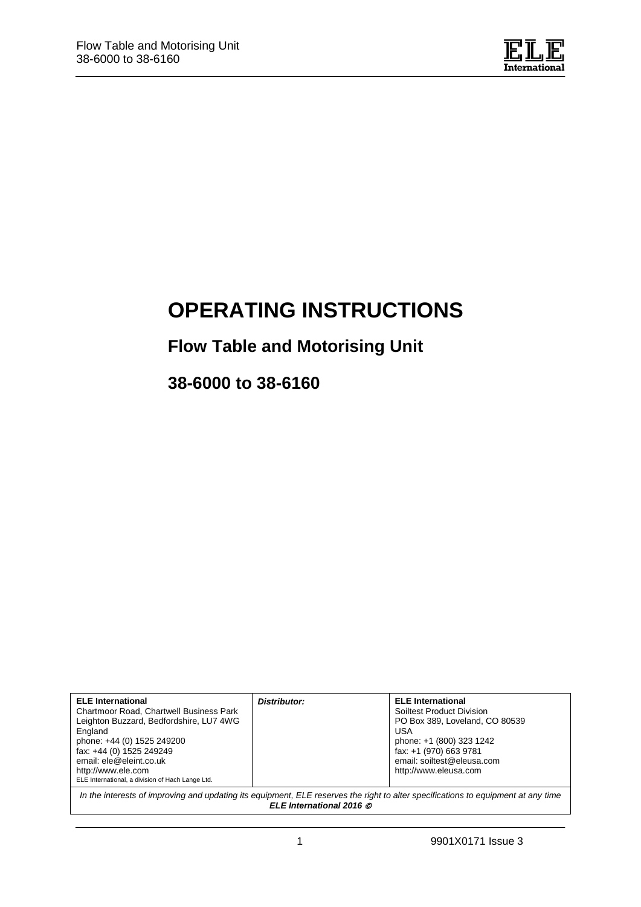# OPERATING INSTRUCTIONS

## Flow Table and Motorising Unit

## 38-6000 to 38-6160

| **ELE International** Chartmoor Road, Chartwell Business Park Leighton Buzzard, Bedfordshire, LU7 4WG England phone: +44 (0) 1525 249200 fax: +44 (0) 1525 249249 email: ele@eleint.co.uk http://www.ele.com ELE International, a division of Hach Lange Ltd. | ***Distributor:*** | **ELE International** Soiltest Product Division PO Box 389, Loveland, CO 80539 USA phone: +1 (800) 323 1242 fax: +1 (970) 663 9781 email: soiltest@eleusa.com http://www.eleusa.com |
| --- | --- | --- |

*In the interests of improving and updating its equipment, ELE reserves the right to alter specifications to equipment at any time*

***ELE International 2016 ©***

9901X0171 Issue 3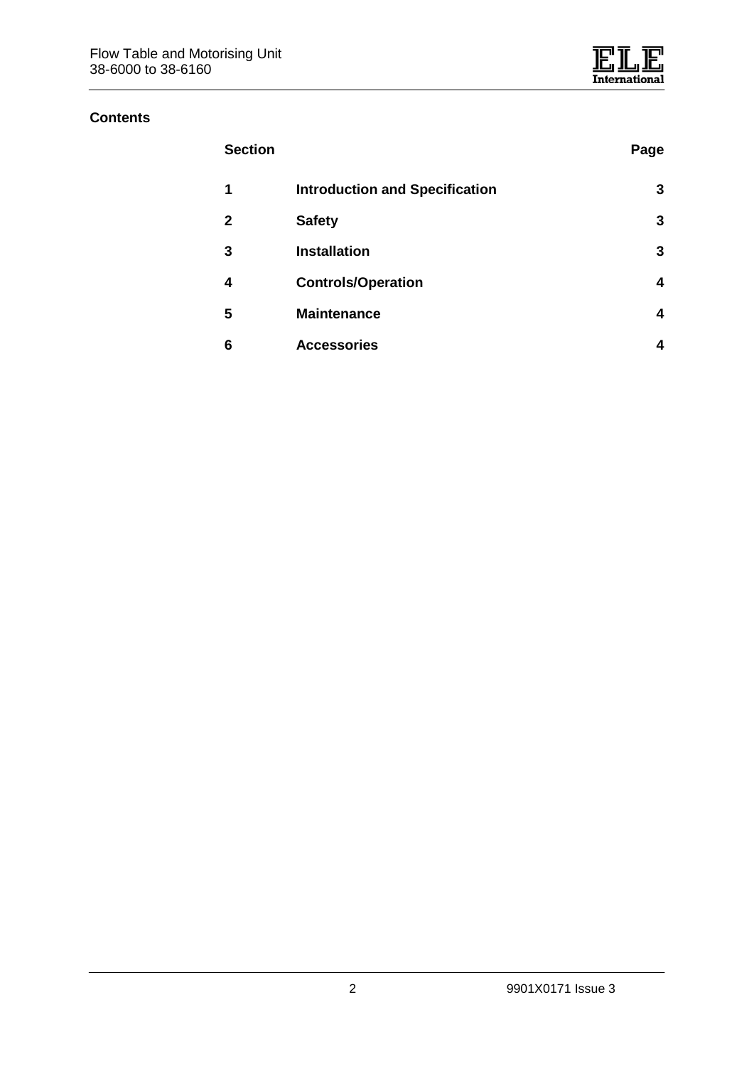## Contents

| Section | | Page |
|---|---|---|
| **1** | **Introduction and Specification** | **3** |
| **2** | **Safety** | **3** |
| **3** | **Installation** | **3** |
| **4** | **Controls/Operation** | **4** |
| **5** | **Maintenance** | **4** |
| **6** | **Accessories** | **4** |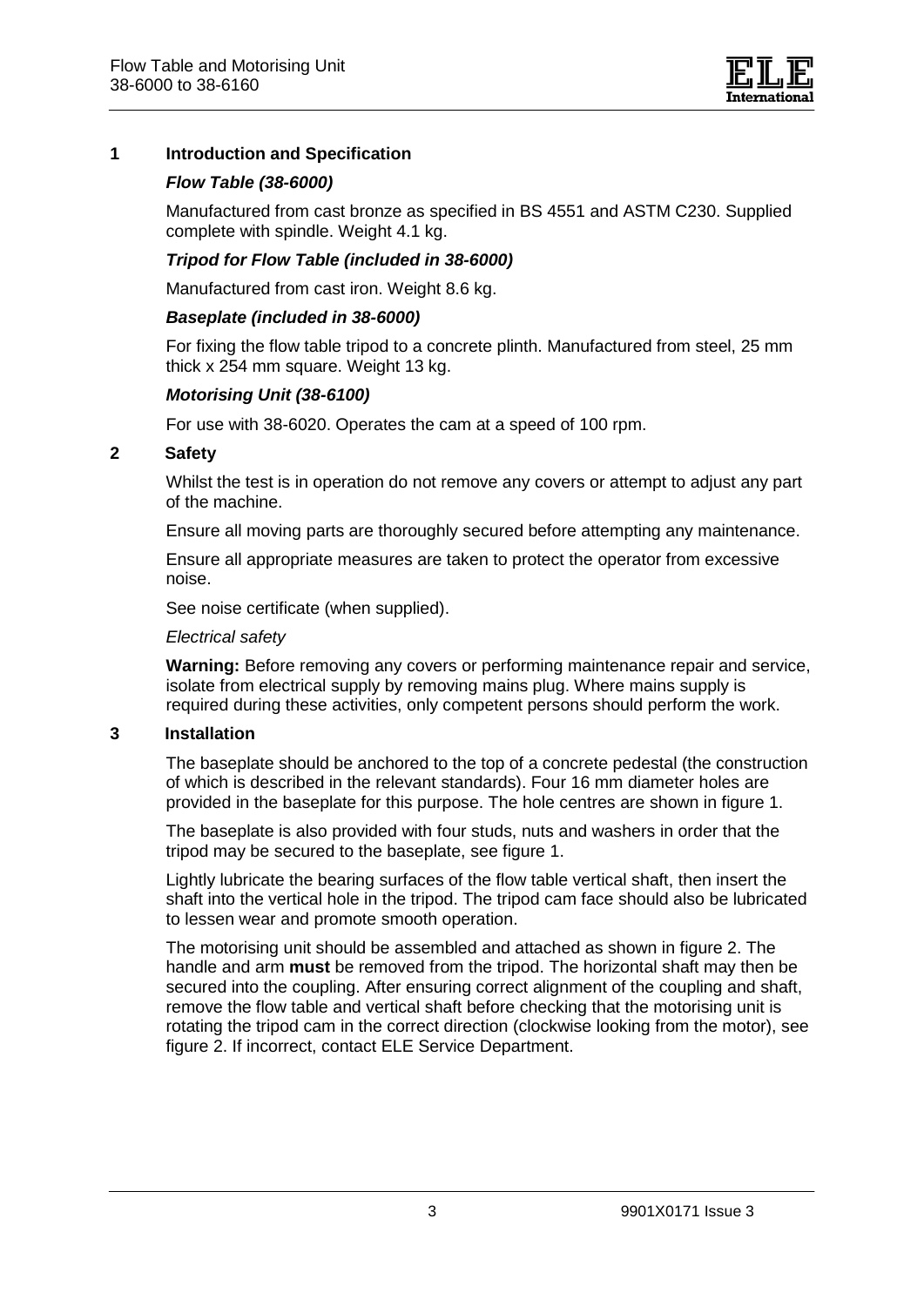## 1 Introduction and Specification

***Flow Table (38-6000)***

Manufactured from cast bronze as specified in BS 4551 and ASTM C230. Supplied complete with spindle. Weight 4.1 kg.

***Tripod for Flow Table (included in 38-6000)***

Manufactured from cast iron. Weight 8.6 kg.

***Baseplate (included in 38-6000)***

For fixing the flow table tripod to a concrete plinth. Manufactured from steel, 25 mm thick x 254 mm square. Weight 13 kg.

***Motorising Unit (38-6100)***

For use with 38-6020. Operates the cam at a speed of 100 rpm.

## 2 Safety

Whilst the test is in operation do not remove any covers or attempt to adjust any part of the machine.

Ensure all moving parts are thoroughly secured before attempting any maintenance.

Ensure all appropriate measures are taken to protect the operator from excessive noise.

See noise certificate (when supplied).

*Electrical safety*

**Warning:** Before removing any covers or performing maintenance repair and service, isolate from electrical supply by removing mains plug. Where mains supply is required during these activities, only competent persons should perform the work.

## 3 Installation

The baseplate should be anchored to the top of a concrete pedestal (the construction of which is described in the relevant standards). Four 16 mm diameter holes are provided in the baseplate for this purpose. The hole centres are shown in figure 1.

The baseplate is also provided with four studs, nuts and washers in order that the tripod may be secured to the baseplate, see figure 1.

Lightly lubricate the bearing surfaces of the flow table vertical shaft, then insert the shaft into the vertical hole in the tripod. The tripod cam face should also be lubricated to lessen wear and promote smooth operation.

The motorising unit should be assembled and attached as shown in figure 2. The handle and arm **must** be removed from the tripod. The horizontal shaft may then be secured into the coupling. After ensuring correct alignment of the coupling and shaft, remove the flow table and vertical shaft before checking that the motorising unit is rotating the tripod cam in the correct direction (clockwise looking from the motor), see figure 2. If incorrect, contact ELE Service Department.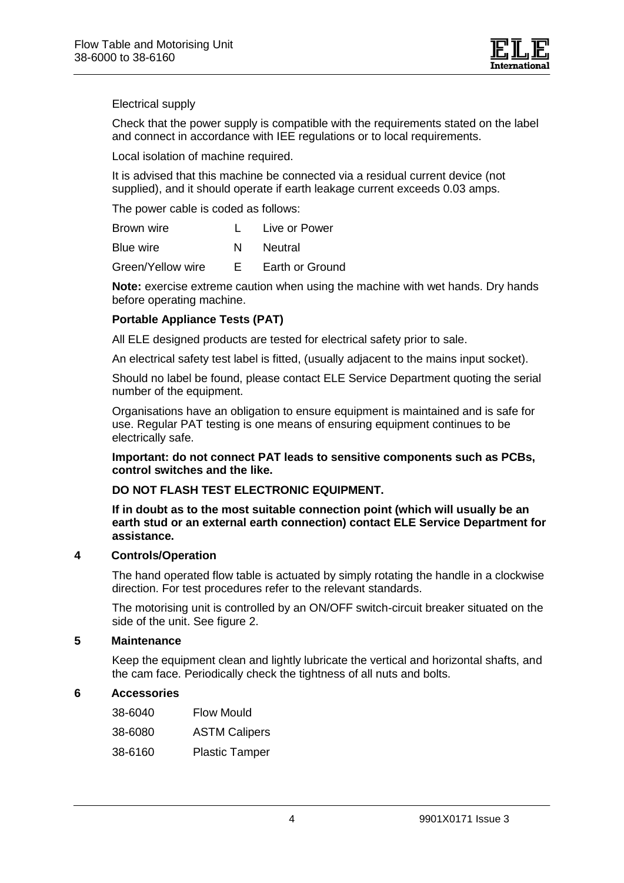Electrical supply

Check that the power supply is compatible with the requirements stated on the label and connect in accordance with IEE regulations or to local requirements.

Local isolation of machine required.

It is advised that this machine be connected via a residual current device (not supplied), and it should operate if earth leakage current exceeds 0.03 amps.

The power cable is coded as follows:

| | | |
|---|---|---|
| Brown wire | L | Live or Power |
| Blue wire | N | Neutral |
| Green/Yellow wire | E | Earth or Ground |

**Note:** exercise extreme caution when using the machine with wet hands. Dry hands before operating machine.

**Portable Appliance Tests (PAT)**

All ELE designed products are tested for electrical safety prior to sale.

An electrical safety test label is fitted, (usually adjacent to the mains input socket).

Should no label be found, please contact ELE Service Department quoting the serial number of the equipment.

Organisations have an obligation to ensure equipment is maintained and is safe for use. Regular PAT testing is one means of ensuring equipment continues to be electrically safe.

**Important: do not connect PAT leads to sensitive components such as PCBs, control switches and the like.**

**DO NOT FLASH TEST ELECTRONIC EQUIPMENT.**

**If in doubt as to the most suitable connection point (which will usually be an earth stud or an external earth connection) contact ELE Service Department for assistance.**

## 4 Controls/Operation

The hand operated flow table is actuated by simply rotating the handle in a clockwise direction. For test procedures refer to the relevant standards.

The motorising unit is controlled by an ON/OFF switch-circuit breaker situated on the side of the unit. See figure 2.

## 5 Maintenance

Keep the equipment clean and lightly lubricate the vertical and horizontal shafts, and the cam face. Periodically check the tightness of all nuts and bolts.

## 6 Accessories

| | |
|---|---|
| 38-6040 | Flow Mould |
| 38-6080 | ASTM Calipers |
| 38-6160 | Plastic Tamper |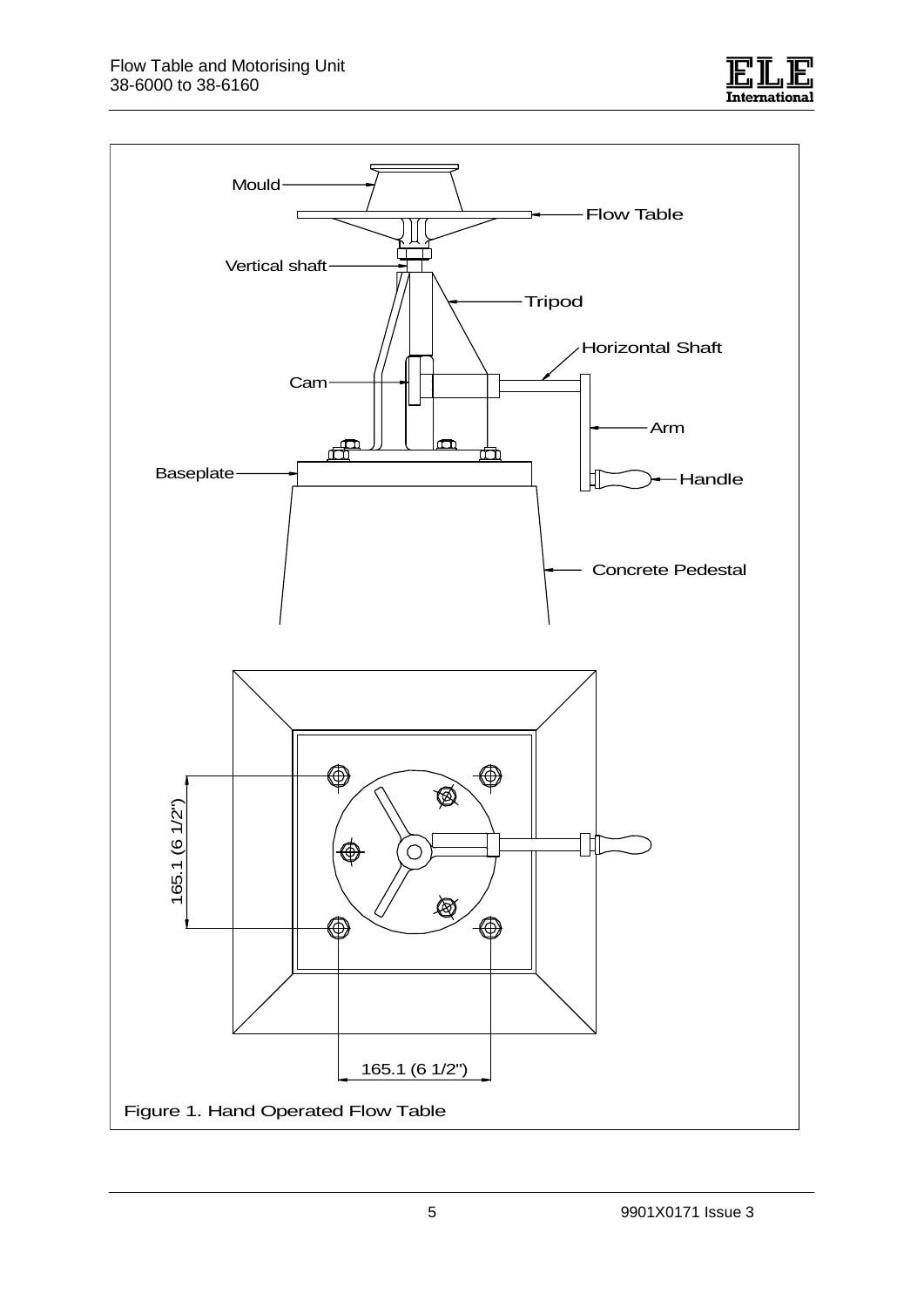Mould

Flow Table

Vertical shaft

Tripod

Horizontal Shaft

Cam

Arm

Baseplate

Handle

Concrete Pedestal

165.1 (6 1/2")

165.1 (6 1/2")

Figure 1. Hand Operated Flow Table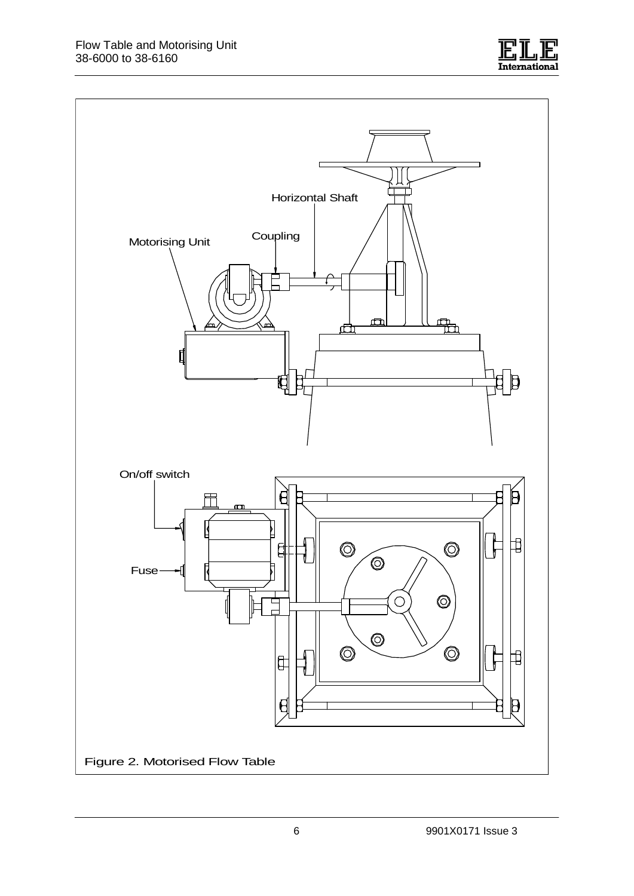Horizontal Shaft

Coupling

Motorising Unit

On/off switch

Fuse

Figure 2. Motorised Flow Table